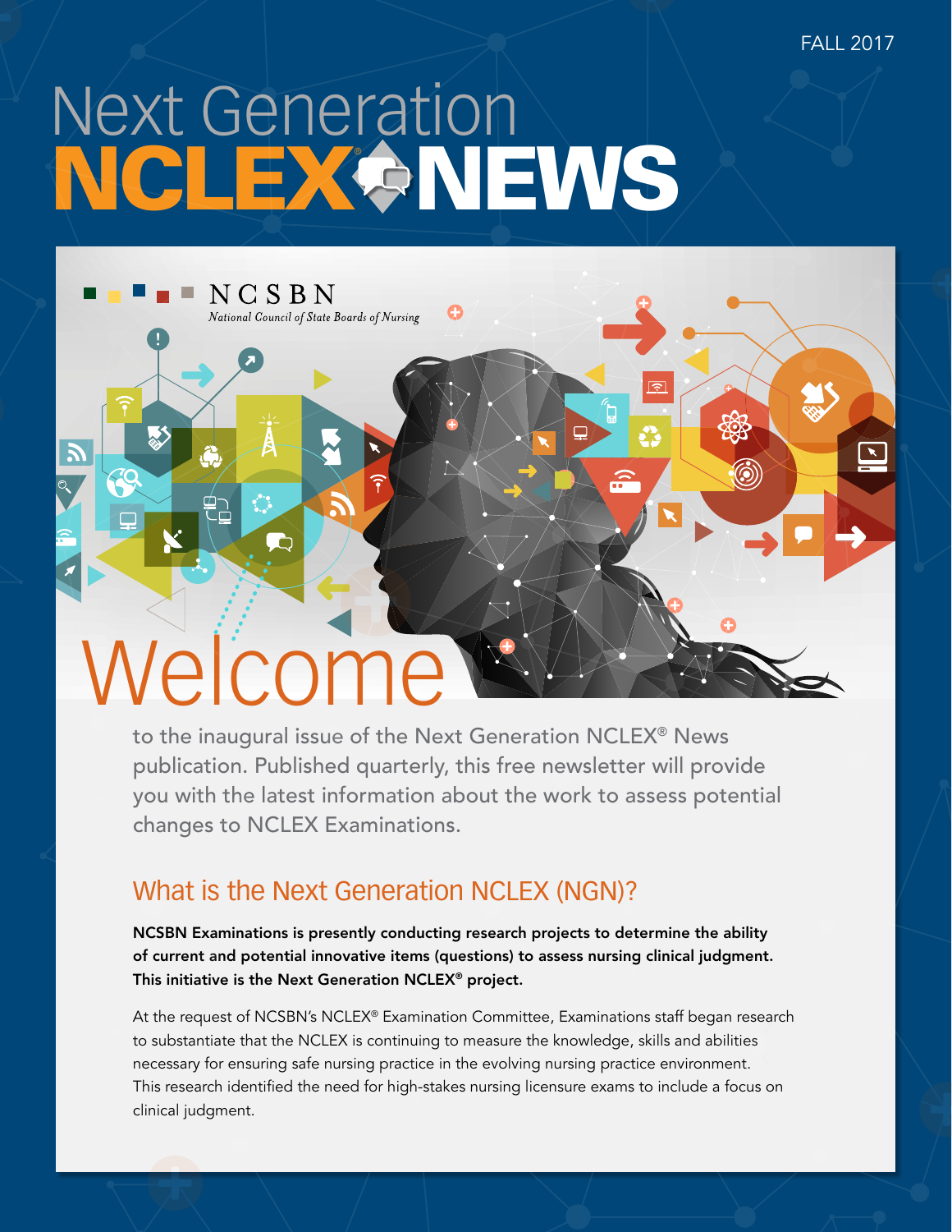FALL 2017

# Next Generation NCLEX® NEWS

NCSBN
*National Council of State Boards of Nursing*

## Welcome

to the inaugural issue of the Next Generation NCLEX® News publication. Published quarterly, this free newsletter will provide you with the latest information about the work to assess potential changes to NCLEX Examinations.

## What is the Next Generation NCLEX (NGN)?

**NCSBN Examinations is presently conducting research projects to determine the ability of current and potential innovative items (questions) to assess nursing clinical judgment. This initiative is the Next Generation NCLEX® project.**

At the request of NCSBN's NCLEX® Examination Committee, Examinations staff began research to substantiate that the NCLEX is continuing to measure the knowledge, skills and abilities necessary for ensuring safe nursing practice in the evolving nursing practice environment. This research identified the need for high-stakes nursing licensure exams to include a focus on clinical judgment.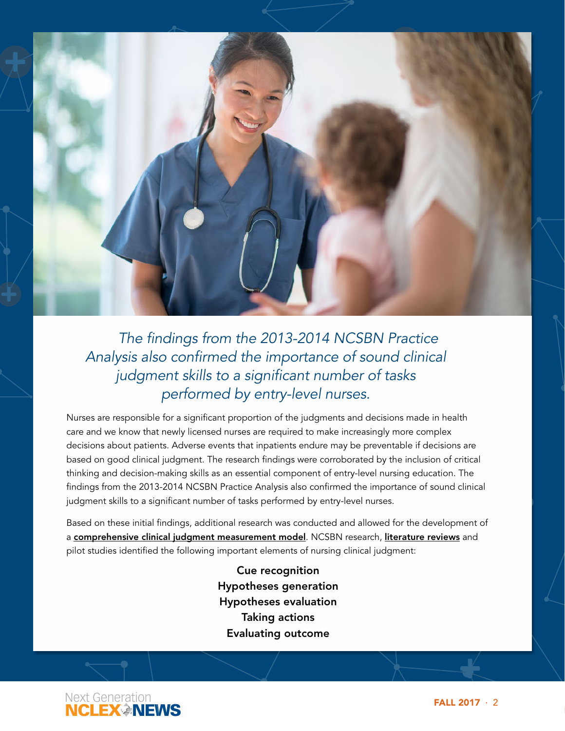*The findings from the 2013-2014 NCSBN Practice Analysis also confirmed the importance of sound clinical judgment skills to a significant number of tasks performed by entry-level nurses.*

Nurses are responsible for a significant proportion of the judgments and decisions made in health care and we know that newly licensed nurses are required to make increasingly more complex decisions about patients. Adverse events that inpatients endure may be preventable if decisions are based on good clinical judgment. The research findings were corroborated by the inclusion of critical thinking and decision-making skills as an essential component of entry-level nursing education. The findings from the 2013-2014 NCSBN Practice Analysis also confirmed the importance of sound clinical judgment skills to a significant number of tasks performed by entry-level nurses.

Based on these initial findings, additional research was conducted and allowed for the development of a **comprehensive clinical judgment measurement model**. NCSBN research, **literature reviews** and pilot studies identified the following important elements of nursing clinical judgment:

**Cue recognition**
**Hypotheses generation**
**Hypotheses evaluation**
**Taking actions**
**Evaluating outcome**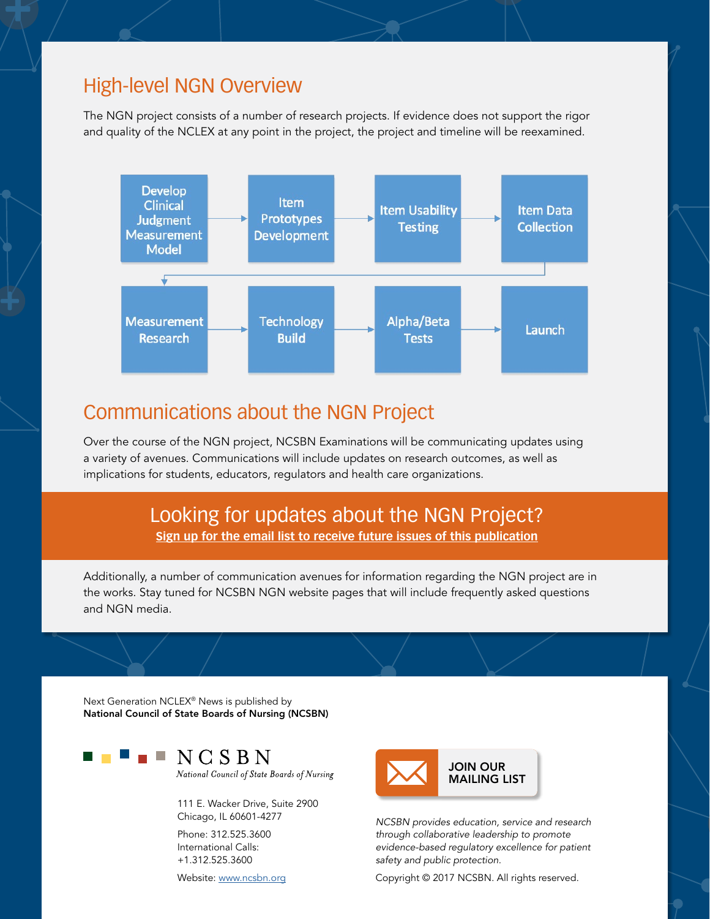## High-level NGN Overview

The NGN project consists of a number of research projects. If evidence does not support the rigor and quality of the NCLEX at any point in the project, the project and timeline will be reexamined.

Develop Clinical Judgment Measurement Model → Item Prototypes Development → Item Usability Testing → Item Data Collection → Measurement Research → Technology Build → Alpha/Beta Tests → Launch

## Communications about the NGN Project

Over the course of the NGN project, NCSBN Examinations will be communicating updates using a variety of avenues. Communications will include updates on research outcomes, as well as implications for students, educators, regulators and health care organizations.

### Looking for updates about the NGN Project?

**Sign up for the email list to receive future issues of this publication**

Additionally, a number of communication avenues for information regarding the NGN project are in the works. Stay tuned for NCSBN NGN website pages that will include frequently asked questions and NGN media.

Next Generation NCLEX® News is published by
**National Council of State Boards of Nursing (NCSBN)**

NCSBN
*National Council of State Boards of Nursing*

111 E. Wacker Drive, Suite 2900
Chicago, IL 60601-4277

Phone: 312.525.3600
International Calls:
+1.312.525.3600

Website: www.ncsbn.org

JOIN OUR MAILING LIST

*NCSBN provides education, service and research through collaborative leadership to promote evidence-based regulatory excellence for patient safety and public protection.*

Copyright © 2017 NCSBN. All rights reserved.